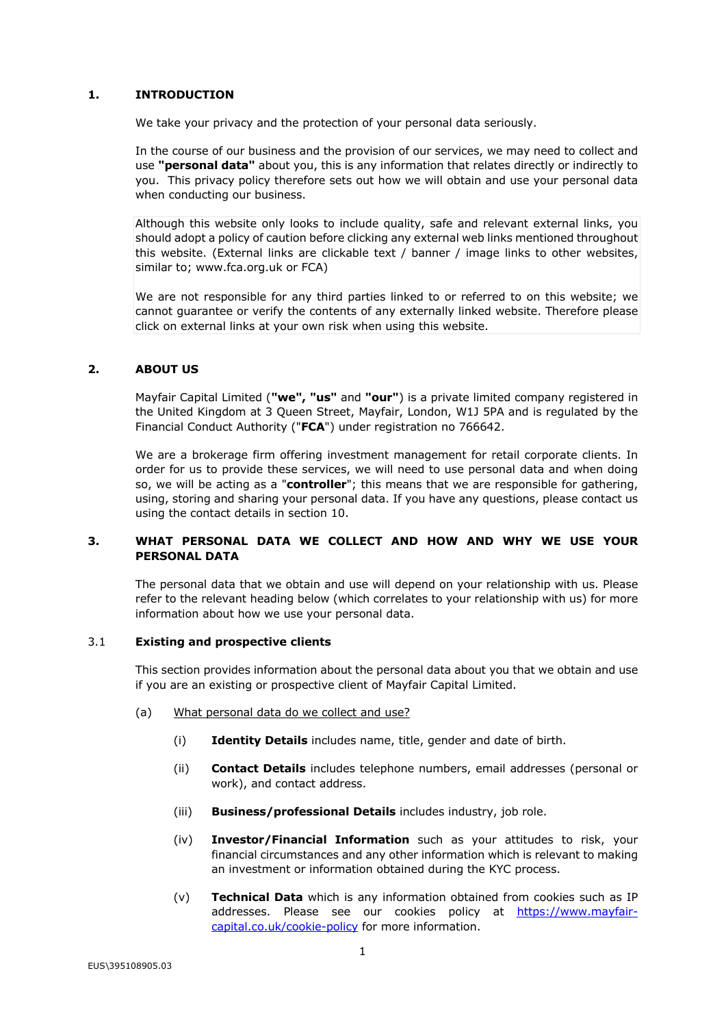## 1. INTRODUCTION

We take your privacy and the protection of your personal data seriously.

In the course of our business and the provision of our services, we may need to collect and use **"personal data"** about you, this is any information that relates directly or indirectly to you. This privacy policy therefore sets out how we will obtain and use your personal data when conducting our business.

Although this website only looks to include quality, safe and relevant external links, you should adopt a policy of caution before clicking any external web links mentioned throughout this website. (External links are clickable text / banner / image links to other websites, similar to; www.fca.org.uk or FCA)

We are not responsible for any third parties linked to or referred to on this website; we cannot guarantee or verify the contents of any externally linked website. Therefore please click on external links at your own risk when using this website.

## 2. ABOUT US

Mayfair Capital Limited (**"we", "us"** and **"our"**) is a private limited company registered in the United Kingdom at 3 Queen Street, Mayfair, London, W1J 5PA and is regulated by the Financial Conduct Authority ("**FCA**") under registration no 766642.

We are a brokerage firm offering investment management for retail corporate clients. In order for us to provide these services, we will need to use personal data and when doing so, we will be acting as a "**controller**"; this means that we are responsible for gathering, using, storing and sharing your personal data. If you have any questions, please contact us using the contact details in section 10.

## 3. WHAT PERSONAL DATA WE COLLECT AND HOW AND WHY WE USE YOUR PERSONAL DATA

The personal data that we obtain and use will depend on your relationship with us. Please refer to the relevant heading below (which correlates to your relationship with us) for more information about how we use your personal data.

### 3.1 Existing and prospective clients

This section provides information about the personal data about you that we obtain and use if you are an existing or prospective client of Mayfair Capital Limited.

(a) What personal data do we collect and use?

(i) **Identity Details** includes name, title, gender and date of birth.

(ii) **Contact Details** includes telephone numbers, email addresses (personal or work), and contact address.

(iii) **Business/professional Details** includes industry, job role.

(iv) **Investor/Financial Information** such as your attitudes to risk, your financial circumstances and any other information which is relevant to making an investment or information obtained during the KYC process.

(v) **Technical Data** which is any information obtained from cookies such as IP addresses. Please see our cookies policy at https://www.mayfair-capital.co.uk/cookie-policy for more information.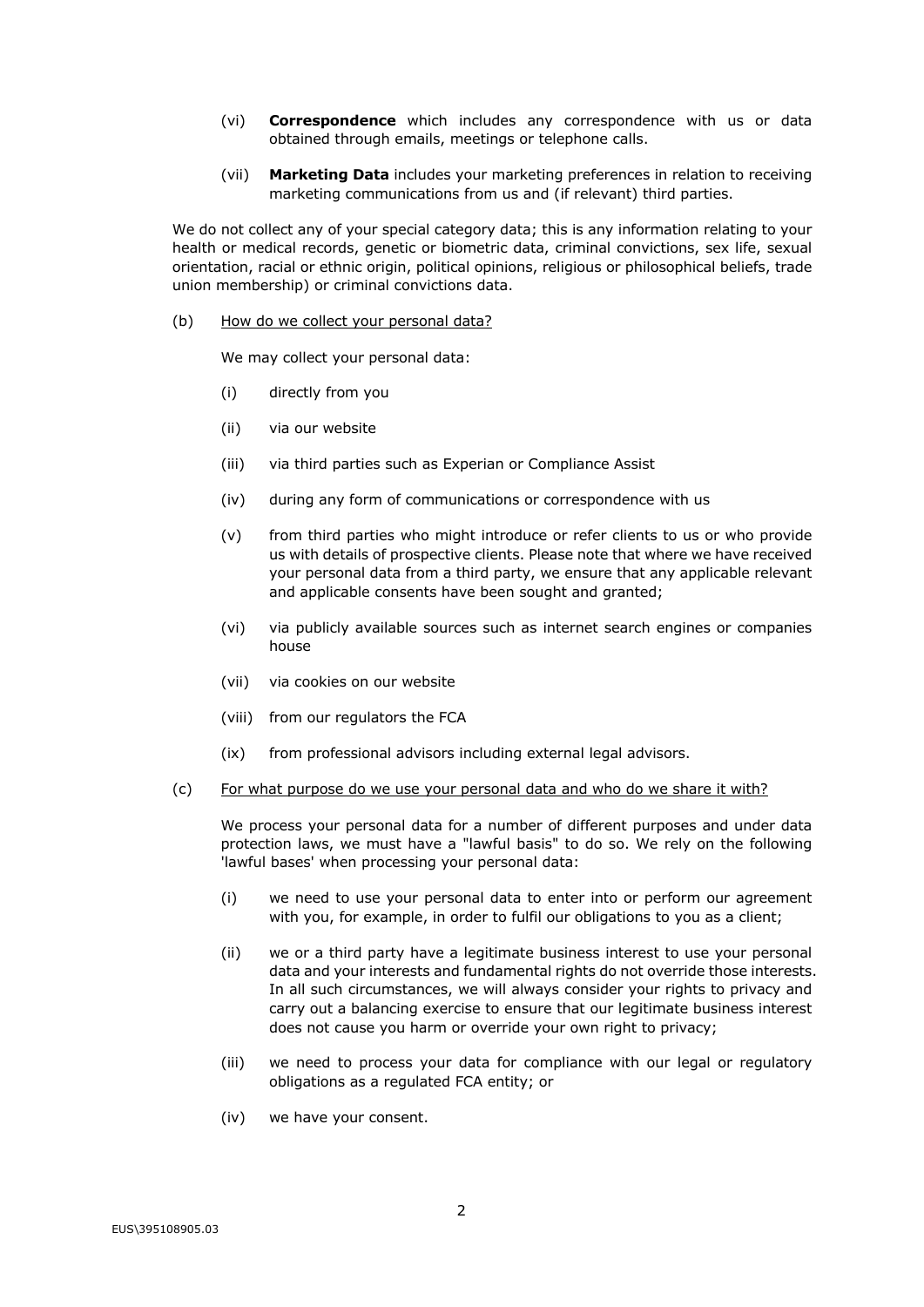(vi) **Correspondence** which includes any correspondence with us or data obtained through emails, meetings or telephone calls.

(vii) **Marketing Data** includes your marketing preferences in relation to receiving marketing communications from us and (if relevant) third parties.

We do not collect any of your special category data; this is any information relating to your health or medical records, genetic or biometric data, criminal convictions, sex life, sexual orientation, racial or ethnic origin, political opinions, religious or philosophical beliefs, trade union membership) or criminal convictions data.

(b) <u>How do we collect your personal data?</u>

We may collect your personal data:

(i) directly from you

(ii) via our website

(iii) via third parties such as Experian or Compliance Assist

(iv) during any form of communications or correspondence with us

(v) from third parties who might introduce or refer clients to us or who provide us with details of prospective clients. Please note that where we have received your personal data from a third party, we ensure that any applicable relevant and applicable consents have been sought and granted;

(vi) via publicly available sources such as internet search engines or companies house

(vii) via cookies on our website

(viii) from our regulators the FCA

(ix) from professional advisors including external legal advisors.

(c) <u>For what purpose do we use your personal data and who do we share it with?</u>

We process your personal data for a number of different purposes and under data protection laws, we must have a "lawful basis" to do so. We rely on the following 'lawful bases' when processing your personal data:

(i) we need to use your personal data to enter into or perform our agreement with you, for example, in order to fulfil our obligations to you as a client;

(ii) we or a third party have a legitimate business interest to use your personal data and your interests and fundamental rights do not override those interests. In all such circumstances, we will always consider your rights to privacy and carry out a balancing exercise to ensure that our legitimate business interest does not cause you harm or override your own right to privacy;

(iii) we need to process your data for compliance with our legal or regulatory obligations as a regulated FCA entity; or

(iv) we have your consent.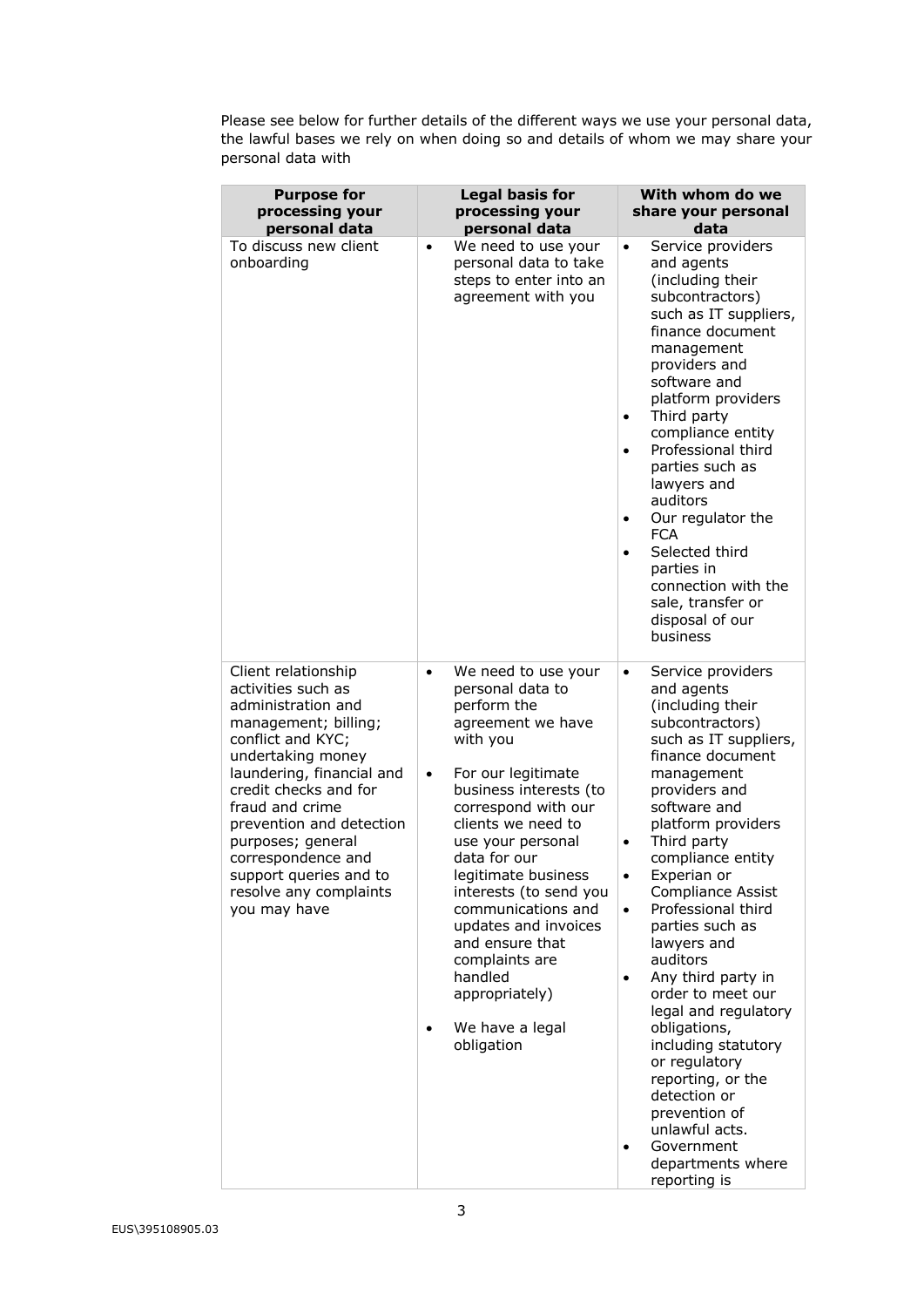Please see below for further details of the different ways we use your personal data, the lawful bases we rely on when doing so and details of whom we may share your personal data with

| Purpose for processing your personal data | Legal basis for processing your personal data | With whom do we share your personal data |
|---|---|---|
| To discuss new client onboarding | • We need to use your personal data to take steps to enter into an agreement with you | • Service providers and agents (including their subcontractors) such as IT suppliers, finance document management providers and software and platform providers<br>• Third party compliance entity<br>• Professional third parties such as lawyers and auditors<br>• Our regulator the FCA<br>• Selected third parties in connection with the sale, transfer or disposal of our business |
| Client relationship activities such as administration and management; billing; conflict and KYC; undertaking money laundering, financial and credit checks and for fraud and crime prevention and detection purposes; general correspondence and support queries and to resolve any complaints you may have | • We need to use your personal data to perform the agreement we have with you<br>• For our legitimate business interests (to correspond with our clients we need to use your personal data for our legitimate business interests (to send you communications and updates and invoices and ensure that complaints are handled appropriately)<br>• We have a legal obligation | • Service providers and agents (including their subcontractors) such as IT suppliers, finance document management providers and software and platform providers<br>• Third party compliance entity<br>• Experian or Compliance Assist<br>• Professional third parties such as lawyers and auditors<br>• Any third party in order to meet our legal and regulatory obligations, including statutory or regulatory reporting, or the detection or prevention of unlawful acts.<br>• Government departments where reporting is |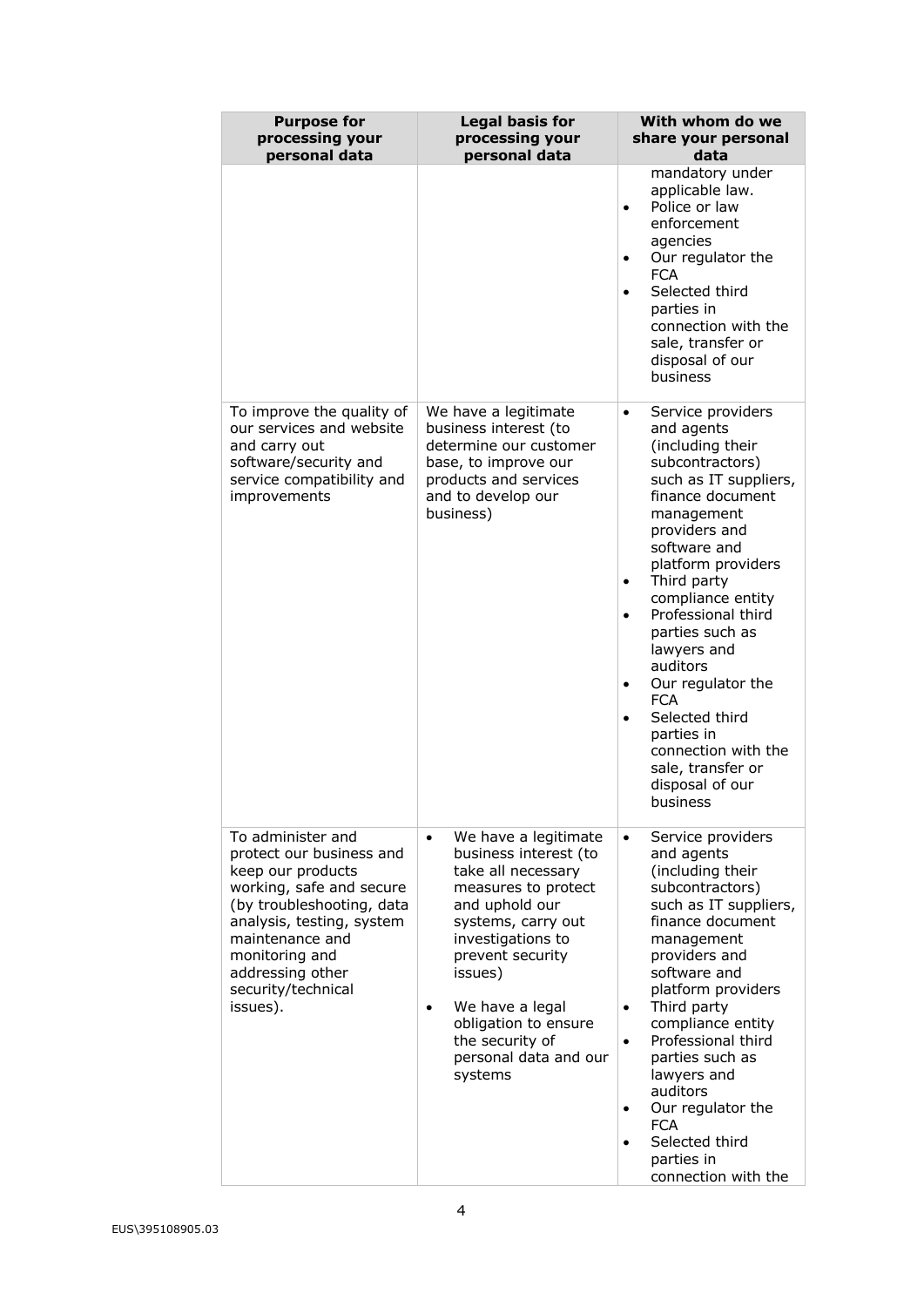| Purpose for processing your personal data | Legal basis for processing your personal data | With whom do we share your personal data |
|---|---|---|
| | | mandatory under applicable law.<br>• Police or law enforcement agencies<br>• Our regulator the FCA<br>• Selected third parties in connection with the sale, transfer or disposal of our business |
| To improve the quality of our services and website and carry out software/security and service compatibility and improvements | We have a legitimate business interest (to determine our customer base, to improve our products and services and to develop our business) | • Service providers and agents (including their subcontractors) such as IT suppliers, finance document management providers and software and platform providers<br>• Third party compliance entity<br>• Professional third parties such as lawyers and auditors<br>• Our regulator the FCA<br>• Selected third parties in connection with the sale, transfer or disposal of our business |
| To administer and protect our business and keep our products working, safe and secure (by troubleshooting, data analysis, testing, system maintenance and monitoring and addressing other security/technical issues). | • We have a legitimate business interest (to take all necessary measures to protect and uphold our systems, carry out investigations to prevent security issues)<br>• We have a legal obligation to ensure the security of personal data and our systems | • Service providers and agents (including their subcontractors) such as IT suppliers, finance document management providers and software and platform providers<br>• Third party compliance entity<br>• Professional third parties such as lawyers and auditors<br>• Our regulator the FCA<br>• Selected third parties in connection with the |

EUS\395108905.03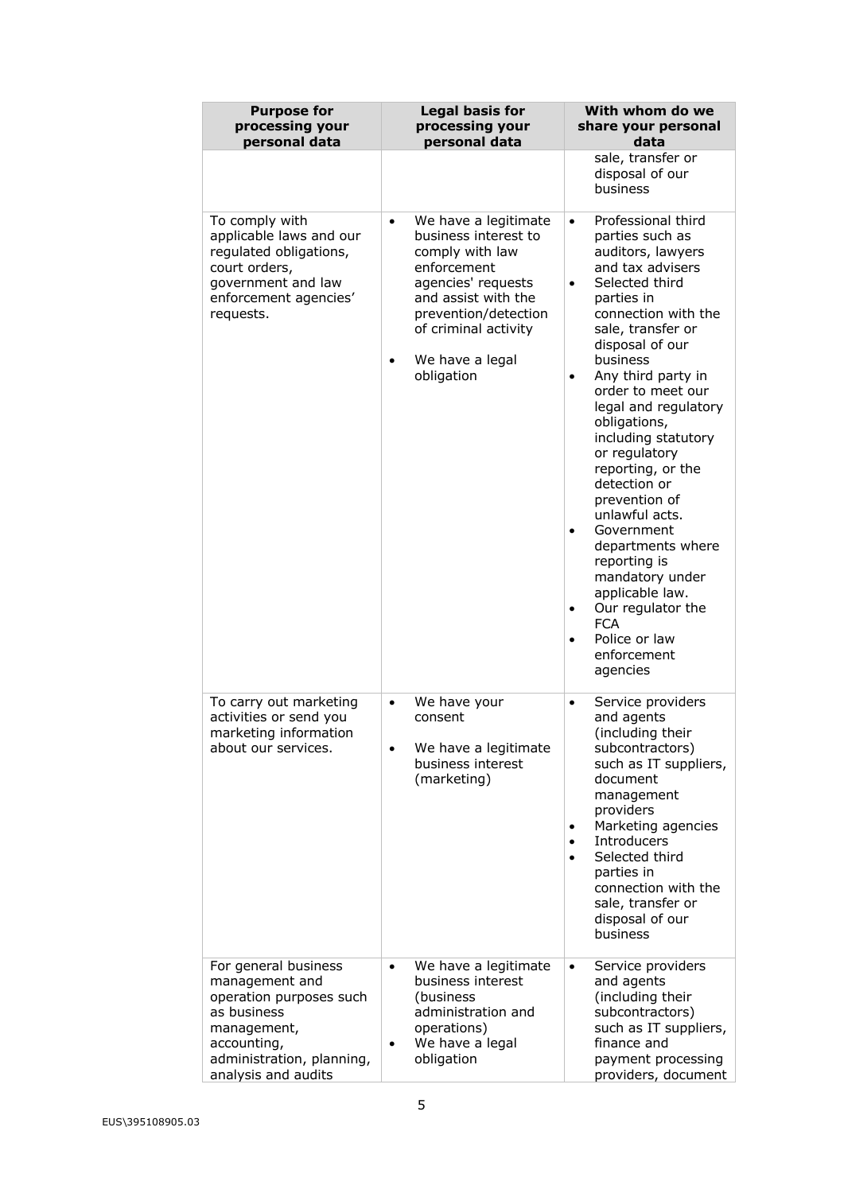| Purpose for processing your personal data | Legal basis for processing your personal data | With whom do we share your personal data |
|---|---|---|
| | | sale, transfer or disposal of our business |
| To comply with applicable laws and our regulated obligations, court orders, government and law enforcement agencies' requests. | • We have a legitimate business interest to comply with law enforcement agencies' requests and assist with the prevention/detection of criminal activity<br>• We have a legal obligation | • Professional third parties such as auditors, lawyers and tax advisers<br>• Selected third parties in connection with the sale, transfer or disposal of our business<br>• Any third party in order to meet our legal and regulatory obligations, including statutory or regulatory reporting, or the detection or prevention of unlawful acts.<br>• Government departments where reporting is mandatory under applicable law.<br>• Our regulator the FCA<br>• Police or law enforcement agencies |
| To carry out marketing activities or send you marketing information about our services. | • We have your consent<br>• We have a legitimate business interest (marketing) | • Service providers and agents (including their subcontractors) such as IT suppliers, document management providers<br>• Marketing agencies<br>• Introducers<br>• Selected third parties in connection with the sale, transfer or disposal of our business |
| For general business management and operation purposes such as business management, accounting, administration, planning, analysis and audits | • We have a legitimate business interest (business administration and operations)<br>• We have a legal obligation | • Service providers and agents (including their subcontractors) such as IT suppliers, finance and payment processing providers, document |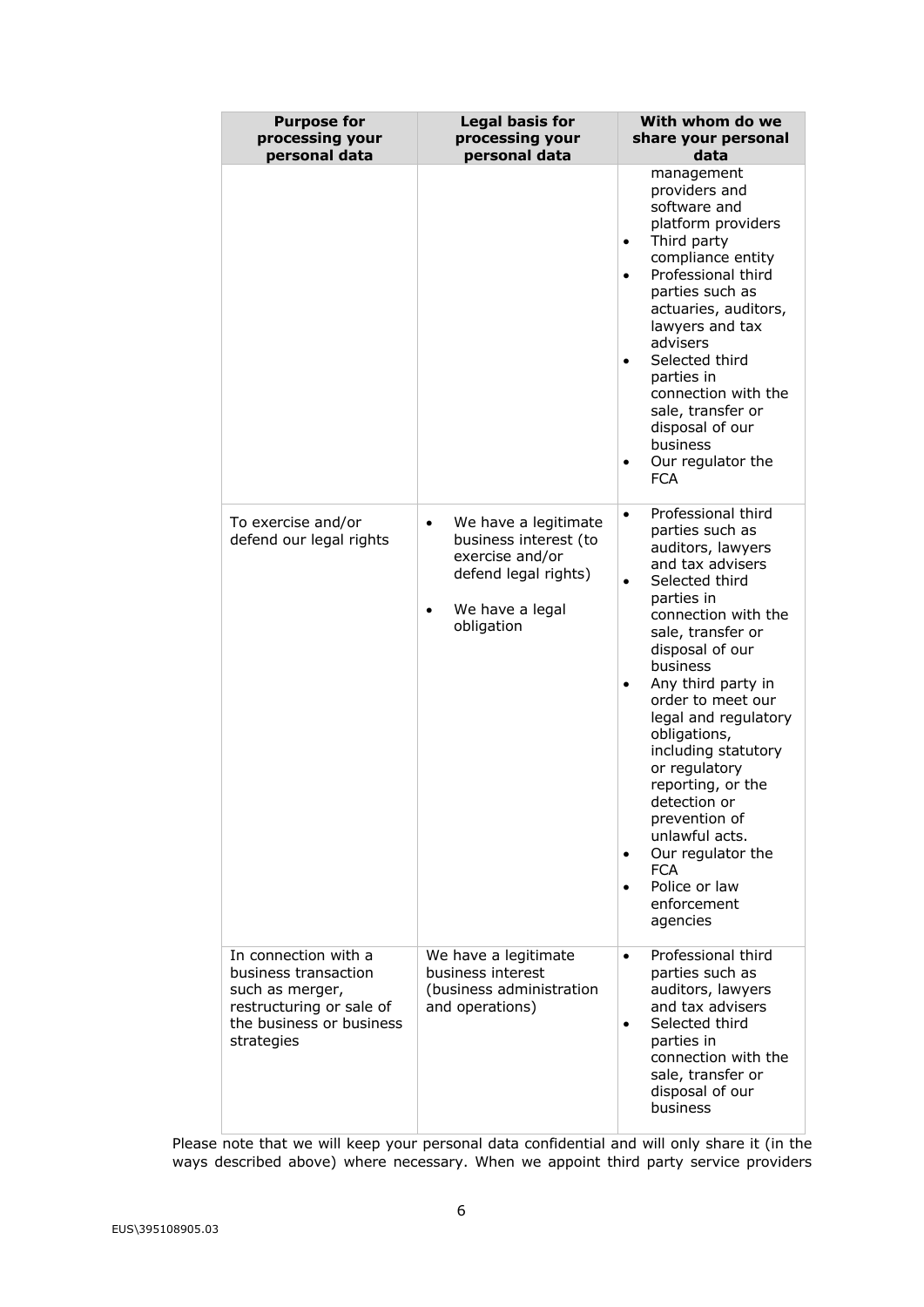| Purpose for processing your personal data | Legal basis for processing your personal data | With whom do we share your personal data |
|---|---|---|
| | | management providers and software and platform providers<br>• Third party compliance entity<br>• Professional third parties such as actuaries, auditors, lawyers and tax advisers<br>• Selected third parties in connection with the sale, transfer or disposal of our business<br>• Our regulator the FCA |
| To exercise and/or defend our legal rights | • We have a legitimate business interest (to exercise and/or defend legal rights)<br>• We have a legal obligation | • Professional third parties such as auditors, lawyers and tax advisers<br>• Selected third parties in connection with the sale, transfer or disposal of our business<br>• Any third party in order to meet our legal and regulatory obligations, including statutory or regulatory reporting, or the detection or prevention of unlawful acts.<br>• Our regulator the FCA<br>• Police or law enforcement agencies |
| In connection with a business transaction such as merger, restructuring or sale of the business or business strategies | We have a legitimate business interest (business administration and operations) | • Professional third parties such as auditors, lawyers and tax advisers<br>• Selected third parties in connection with the sale, transfer or disposal of our business |

Please note that we will keep your personal data confidential and will only share it (in the ways described above) where necessary. When we appoint third party service providers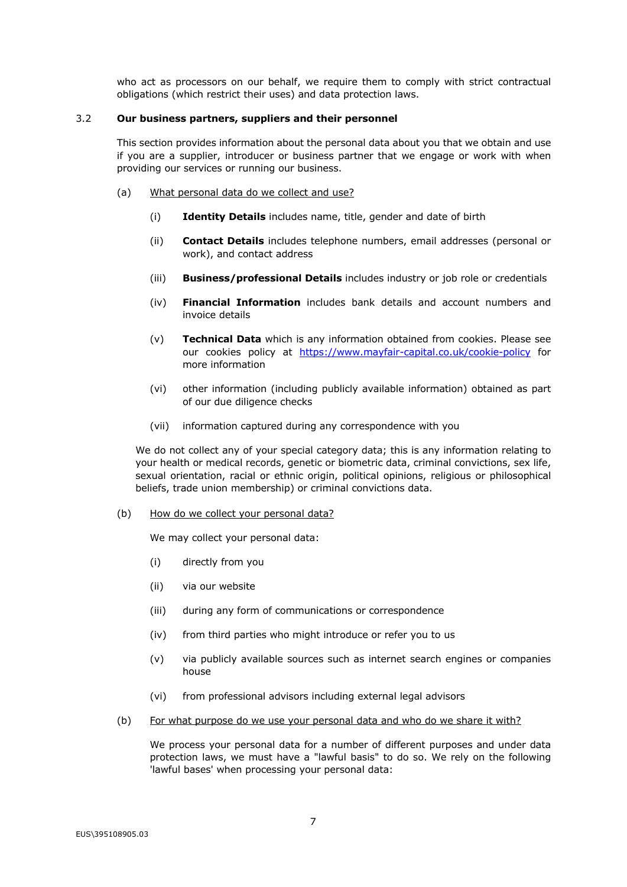who act as processors on our behalf, we require them to comply with strict contractual obligations (which restrict their uses) and data protection laws.

### 3.2 Our business partners, suppliers and their personnel

This section provides information about the personal data about you that we obtain and use if you are a supplier, introducer or business partner that we engage or work with when providing our services or running our business.

(a) <u>What personal data do we collect and use?</u>

(i) **Identity Details** includes name, title, gender and date of birth

(ii) **Contact Details** includes telephone numbers, email addresses (personal or work), and contact address

(iii) **Business/professional Details** includes industry or job role or credentials

(iv) **Financial Information** includes bank details and account numbers and invoice details

(v) **Technical Data** which is any information obtained from cookies. Please see our cookies policy at [https://www.mayfair-capital.co.uk/cookie-policy](https://www.mayfair-capital.co.uk/cookie-policy) for more information

(vi) other information (including publicly available information) obtained as part of our due diligence checks

(vii) information captured during any correspondence with you

We do not collect any of your special category data; this is any information relating to your health or medical records, genetic or biometric data, criminal convictions, sex life, sexual orientation, racial or ethnic origin, political opinions, religious or philosophical beliefs, trade union membership) or criminal convictions data.

(b) <u>How do we collect your personal data?</u>

We may collect your personal data:

(i) directly from you

(ii) via our website

(iii) during any form of communications or correspondence

(iv) from third parties who might introduce or refer you to us

(v) via publicly available sources such as internet search engines or companies house

(vi) from professional advisors including external legal advisors

(b) <u>For what purpose do we use your personal data and who do we share it with?</u>

We process your personal data for a number of different purposes and under data protection laws, we must have a "lawful basis" to do so. We rely on the following 'lawful bases' when processing your personal data: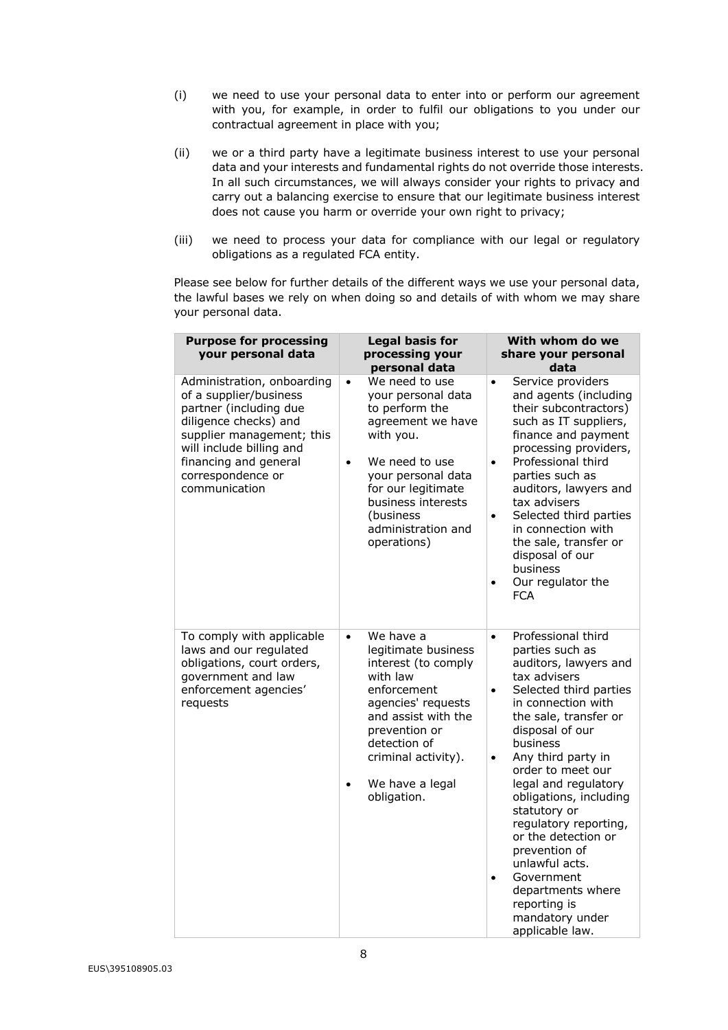(i) we need to use your personal data to enter into or perform our agreement with you, for example, in order to fulfil our obligations to you under our contractual agreement in place with you;

(ii) we or a third party have a legitimate business interest to use your personal data and your interests and fundamental rights do not override those interests. In all such circumstances, we will always consider your rights to privacy and carry out a balancing exercise to ensure that our legitimate business interest does not cause you harm or override your own right to privacy;

(iii) we need to process your data for compliance with our legal or regulatory obligations as a regulated FCA entity.

Please see below for further details of the different ways we use your personal data, the lawful bases we rely on when doing so and details of with whom we may share your personal data.

| Purpose for processing your personal data | Legal basis for processing your personal data | With whom do we share your personal data |
|---|---|---|
| Administration, onboarding of a supplier/business partner (including due diligence checks) and supplier management; this will include billing and financing and general correspondence or communication | • We need to use your personal data to perform the agreement we have with you.<br>• We need to use your personal data for our legitimate business interests (business administration and operations) | • Service providers and agents (including their subcontractors) such as IT suppliers, finance and payment processing providers,<br>• Professional third parties such as auditors, lawyers and tax advisers<br>• Selected third parties in connection with the sale, transfer or disposal of our business<br>• Our regulator the FCA |
| To comply with applicable laws and our regulated obligations, court orders, government and law enforcement agencies' requests | • We have a legitimate business interest (to comply with law enforcement agencies' requests and assist with the prevention or detection of criminal activity).<br>• We have a legal obligation. | • Professional third parties such as auditors, lawyers and tax advisers<br>• Selected third parties in connection with the sale, transfer or disposal of our business<br>• Any third party in order to meet our legal and regulatory obligations, including statutory or regulatory reporting, or the detection or prevention of unlawful acts.<br>• Government departments where reporting is mandatory under applicable law. |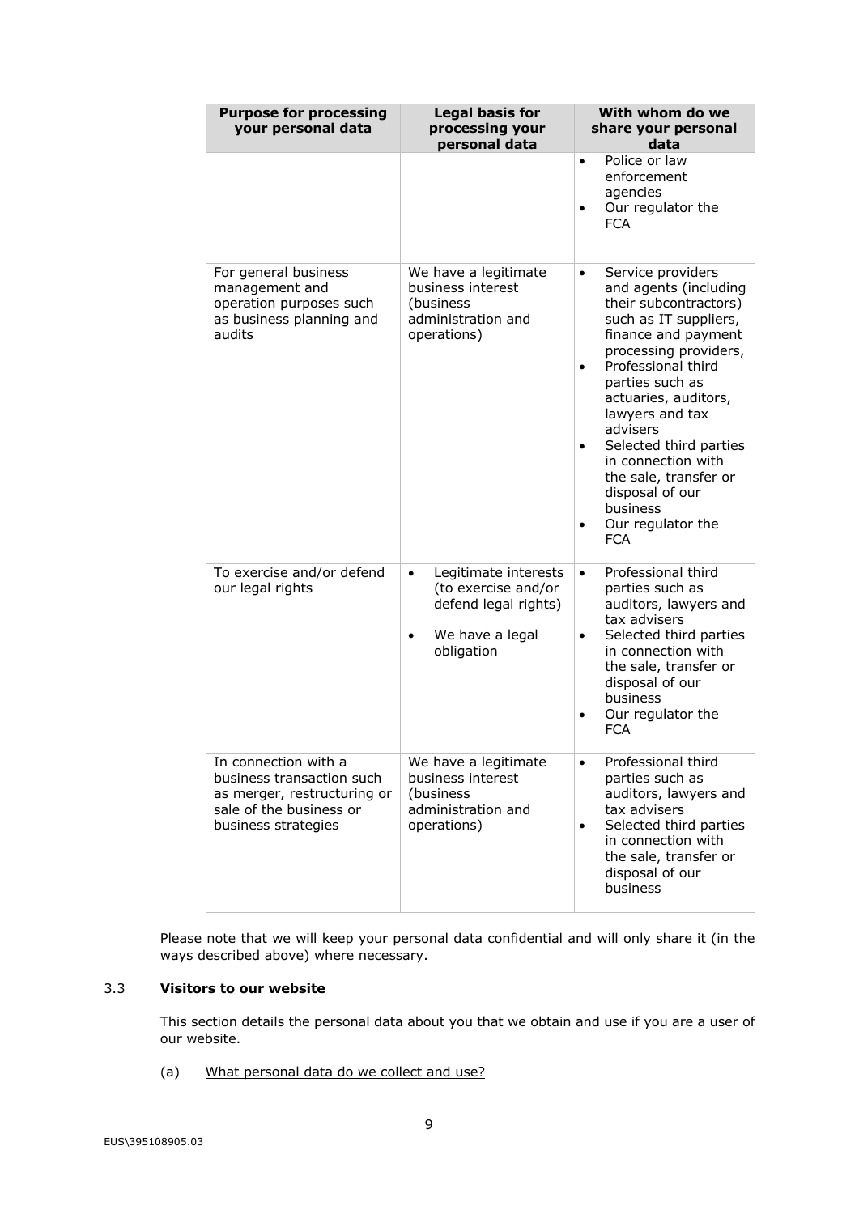| Purpose for processing your personal data | Legal basis for processing your personal data | With whom do we share your personal data |
| --- | --- | --- |
| | | • Police or law enforcement agencies<br>• Our regulator the FCA |
| For general business management and operation purposes such as business planning and audits | We have a legitimate business interest (business administration and operations) | • Service providers and agents (including their subcontractors) such as IT suppliers, finance and payment processing providers,<br>• Professional third parties such as actuaries, auditors, lawyers and tax advisers<br>• Selected third parties in connection with the sale, transfer or disposal of our business<br>• Our regulator the FCA |
| To exercise and/or defend our legal rights | • Legitimate interests (to exercise and/or defend legal rights)<br>• We have a legal obligation | • Professional third parties such as auditors, lawyers and tax advisers<br>• Selected third parties in connection with the sale, transfer or disposal of our business<br>• Our regulator the FCA |
| In connection with a business transaction such as merger, restructuring or sale of the business or business strategies | We have a legitimate business interest (business administration and operations) | • Professional third parties such as auditors, lawyers and tax advisers<br>• Selected third parties in connection with the sale, transfer or disposal of our business |

Please note that we will keep your personal data confidential and will only share it (in the ways described above) where necessary.

3.3 **Visitors to our website**

This section details the personal data about you that we obtain and use if you are a user of our website.

(a) What personal data do we collect and use?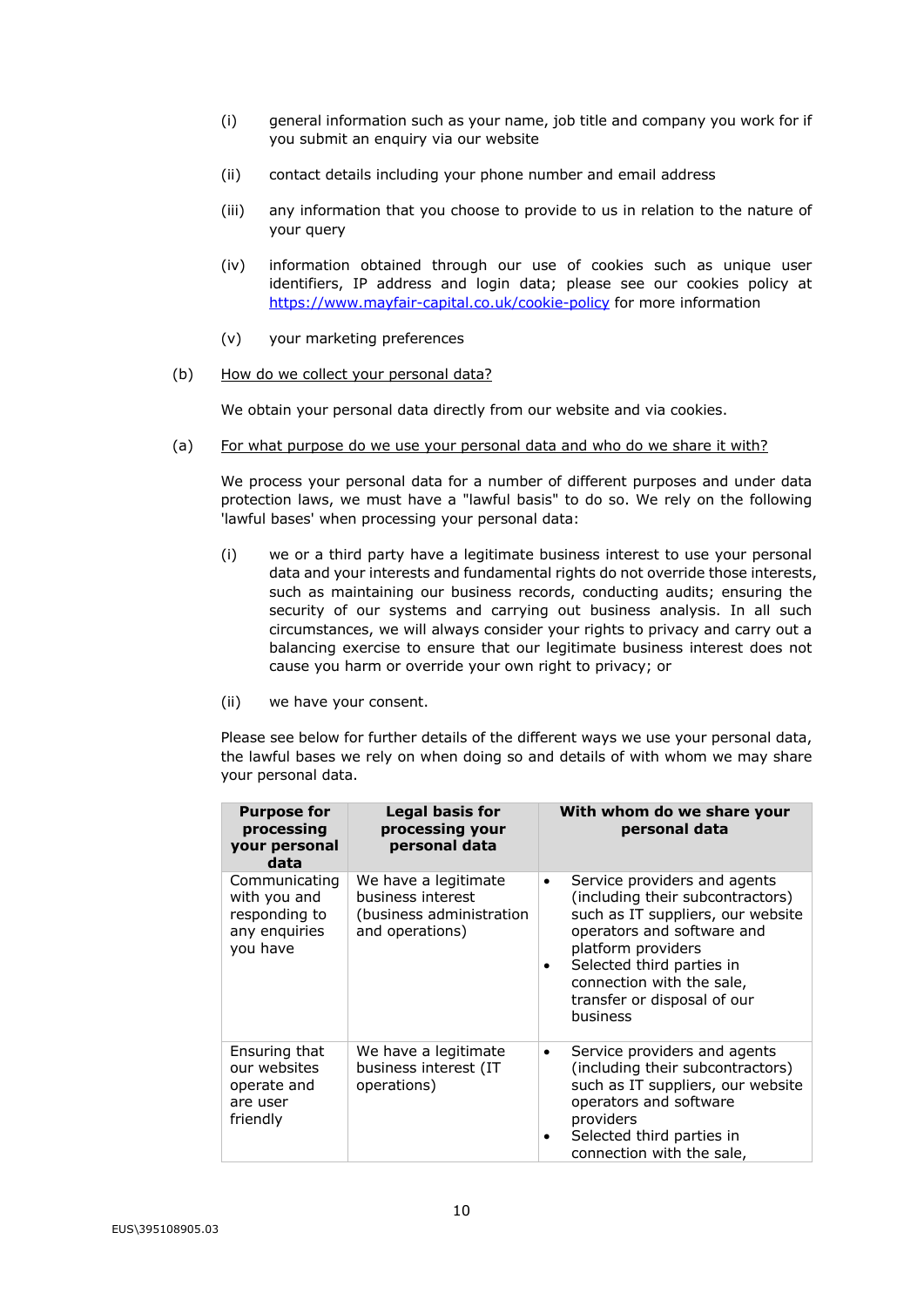(i) general information such as your name, job title and company you work for if you submit an enquiry via our website

(ii) contact details including your phone number and email address

(iii) any information that you choose to provide to us in relation to the nature of your query

(iv) information obtained through our use of cookies such as unique user identifiers, IP address and login data; please see our cookies policy at [https://www.mayfair-capital.co.uk/cookie-policy](https://www.mayfair-capital.co.uk/cookie-policy) for more information

(v) your marketing preferences

(b) How do we collect your personal data?

We obtain your personal data directly from our website and via cookies.

(a) For what purpose do we use your personal data and who do we share it with?

We process your personal data for a number of different purposes and under data protection laws, we must have a "lawful basis" to do so. We rely on the following 'lawful bases' when processing your personal data:

(i) we or a third party have a legitimate business interest to use your personal data and your interests and fundamental rights do not override those interests, such as maintaining our business records, conducting audits; ensuring the security of our systems and carrying out business analysis. In all such circumstances, we will always consider your rights to privacy and carry out a balancing exercise to ensure that our legitimate business interest does not cause you harm or override your own right to privacy; or

(ii) we have your consent.

Please see below for further details of the different ways we use your personal data, the lawful bases we rely on when doing so and details of with whom we may share your personal data.

| Purpose for processing your personal data | Legal basis for processing your personal data | With whom do we share your personal data |
|---|---|---|
| Communicating with you and responding to any enquiries you have | We have a legitimate business interest (business administration and operations) | • Service providers and agents (including their subcontractors) such as IT suppliers, our website operators and software and platform providers<br>• Selected third parties in connection with the sale, transfer or disposal of our business |
| Ensuring that our websites operate and are user friendly | We have a legitimate business interest (IT operations) | • Service providers and agents (including their subcontractors) such as IT suppliers, our website operators and software providers<br>• Selected third parties in connection with the sale, |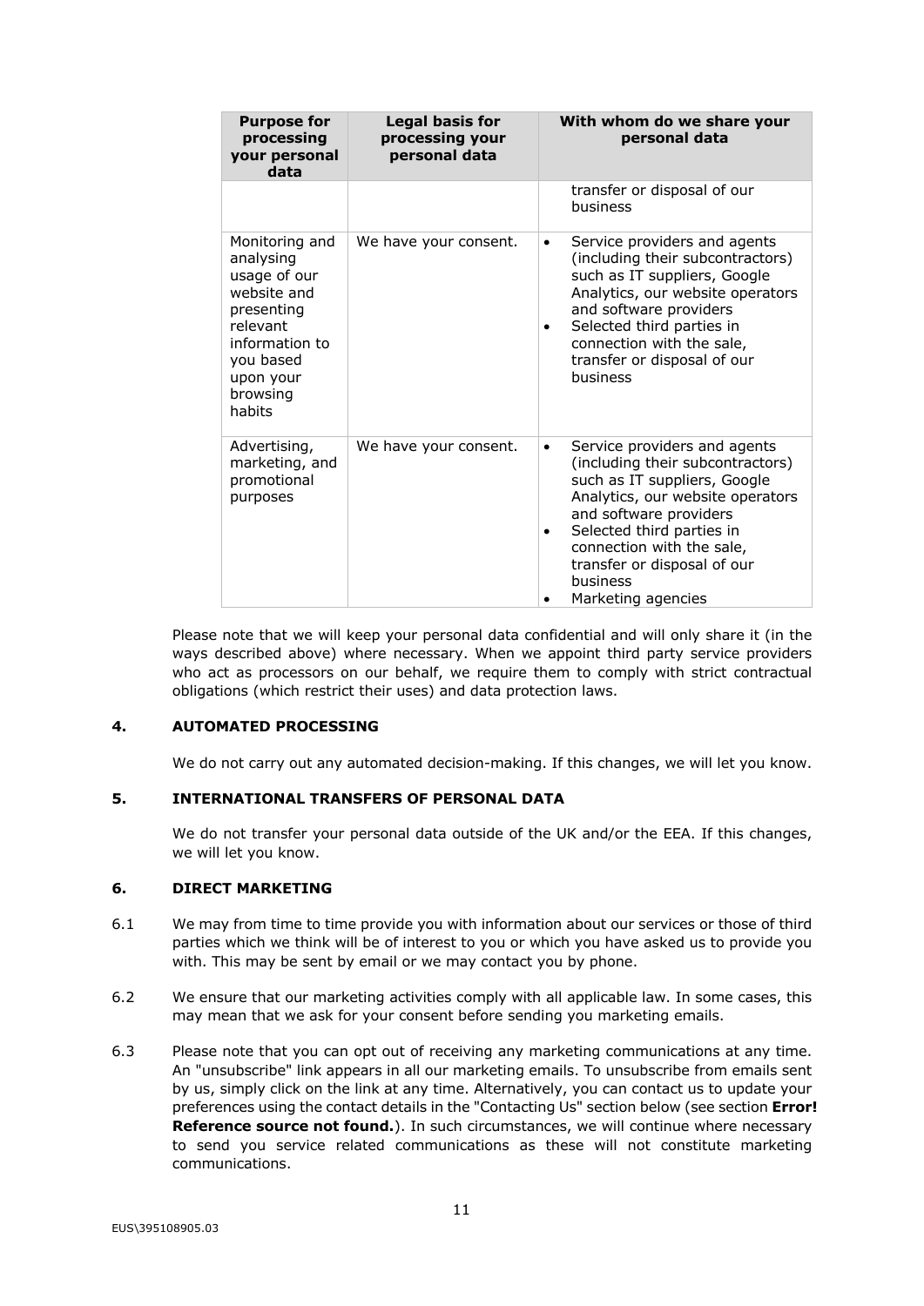| Purpose for processing your personal data | Legal basis for processing your personal data | With whom do we share your personal data |
| --- | --- | --- |
| | | transfer or disposal of our business |
| Monitoring and analysing usage of our website and presenting relevant information to you based upon your browsing habits | We have your consent. | • Service providers and agents (including their subcontractors) such as IT suppliers, Google Analytics, our website operators and software providers<br>• Selected third parties in connection with the sale, transfer or disposal of our business |
| Advertising, marketing, and promotional purposes | We have your consent. | • Service providers and agents (including their subcontractors) such as IT suppliers, Google Analytics, our website operators and software providers<br>• Selected third parties in connection with the sale, transfer or disposal of our business<br>• Marketing agencies |

Please note that we will keep your personal data confidential and will only share it (in the ways described above) where necessary. When we appoint third party service providers who act as processors on our behalf, we require them to comply with strict contractual obligations (which restrict their uses) and data protection laws.

## 4. AUTOMATED PROCESSING

We do not carry out any automated decision-making. If this changes, we will let you know.

## 5. INTERNATIONAL TRANSFERS OF PERSONAL DATA

We do not transfer your personal data outside of the UK and/or the EEA. If this changes, we will let you know.

## 6. DIRECT MARKETING

6.1 We may from time to time provide you with information about our services or those of third parties which we think will be of interest to you or which you have asked us to provide you with. This may be sent by email or we may contact you by phone.

6.2 We ensure that our marketing activities comply with all applicable law. In some cases, this may mean that we ask for your consent before sending you marketing emails.

6.3 Please note that you can opt out of receiving any marketing communications at any time. An "unsubscribe" link appears in all our marketing emails. To unsubscribe from emails sent by us, simply click on the link at any time. Alternatively, you can contact us to update your preferences using the contact details in the "Contacting Us" section below (see section **Error! Reference source not found.**). In such circumstances, we will continue where necessary to send you service related communications as these will not constitute marketing communications.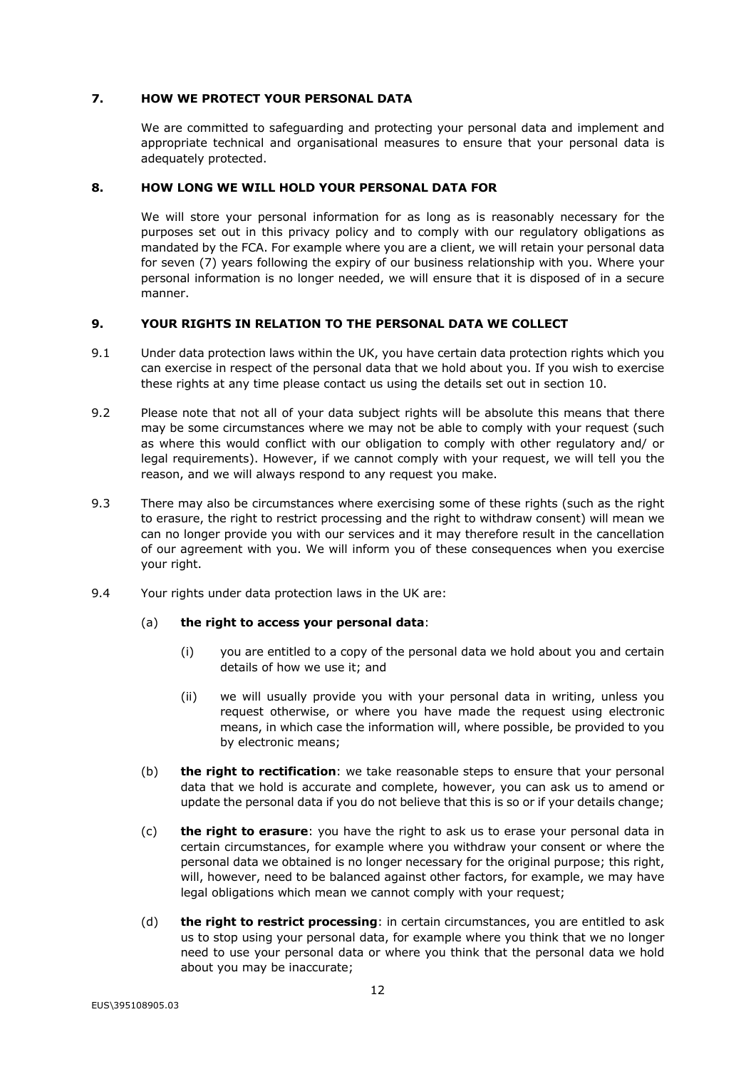## 7. HOW WE PROTECT YOUR PERSONAL DATA

We are committed to safeguarding and protecting your personal data and implement and appropriate technical and organisational measures to ensure that your personal data is adequately protected.

## 8. HOW LONG WE WILL HOLD YOUR PERSONAL DATA FOR

We will store your personal information for as long as is reasonably necessary for the purposes set out in this privacy policy and to comply with our regulatory obligations as mandated by the FCA. For example where you are a client, we will retain your personal data for seven (7) years following the expiry of our business relationship with you. Where your personal information is no longer needed, we will ensure that it is disposed of in a secure manner.

## 9. YOUR RIGHTS IN RELATION TO THE PERSONAL DATA WE COLLECT

9.1 Under data protection laws within the UK, you have certain data protection rights which you can exercise in respect of the personal data that we hold about you. If you wish to exercise these rights at any time please contact us using the details set out in section 10.

9.2 Please note that not all of your data subject rights will be absolute this means that there may be some circumstances where we may not be able to comply with your request (such as where this would conflict with our obligation to comply with other regulatory and/ or legal requirements). However, if we cannot comply with your request, we will tell you the reason, and we will always respond to any request you make.

9.3 There may also be circumstances where exercising some of these rights (such as the right to erasure, the right to restrict processing and the right to withdraw consent) will mean we can no longer provide you with our services and it may therefore result in the cancellation of our agreement with you. We will inform you of these consequences when you exercise your right.

9.4 Your rights under data protection laws in the UK are:

(a) **the right to access your personal data**:

(i) you are entitled to a copy of the personal data we hold about you and certain details of how we use it; and

(ii) we will usually provide you with your personal data in writing, unless you request otherwise, or where you have made the request using electronic means, in which case the information will, where possible, be provided to you by electronic means;

(b) **the right to rectification**: we take reasonable steps to ensure that your personal data that we hold is accurate and complete, however, you can ask us to amend or update the personal data if you do not believe that this is so or if your details change;

(c) **the right to erasure**: you have the right to ask us to erase your personal data in certain circumstances, for example where you withdraw your consent or where the personal data we obtained is no longer necessary for the original purpose; this right, will, however, need to be balanced against other factors, for example, we may have legal obligations which mean we cannot comply with your request;

(d) **the right to restrict processing**: in certain circumstances, you are entitled to ask us to stop using your personal data, for example where you think that we no longer need to use your personal data or where you think that the personal data we hold about you may be inaccurate;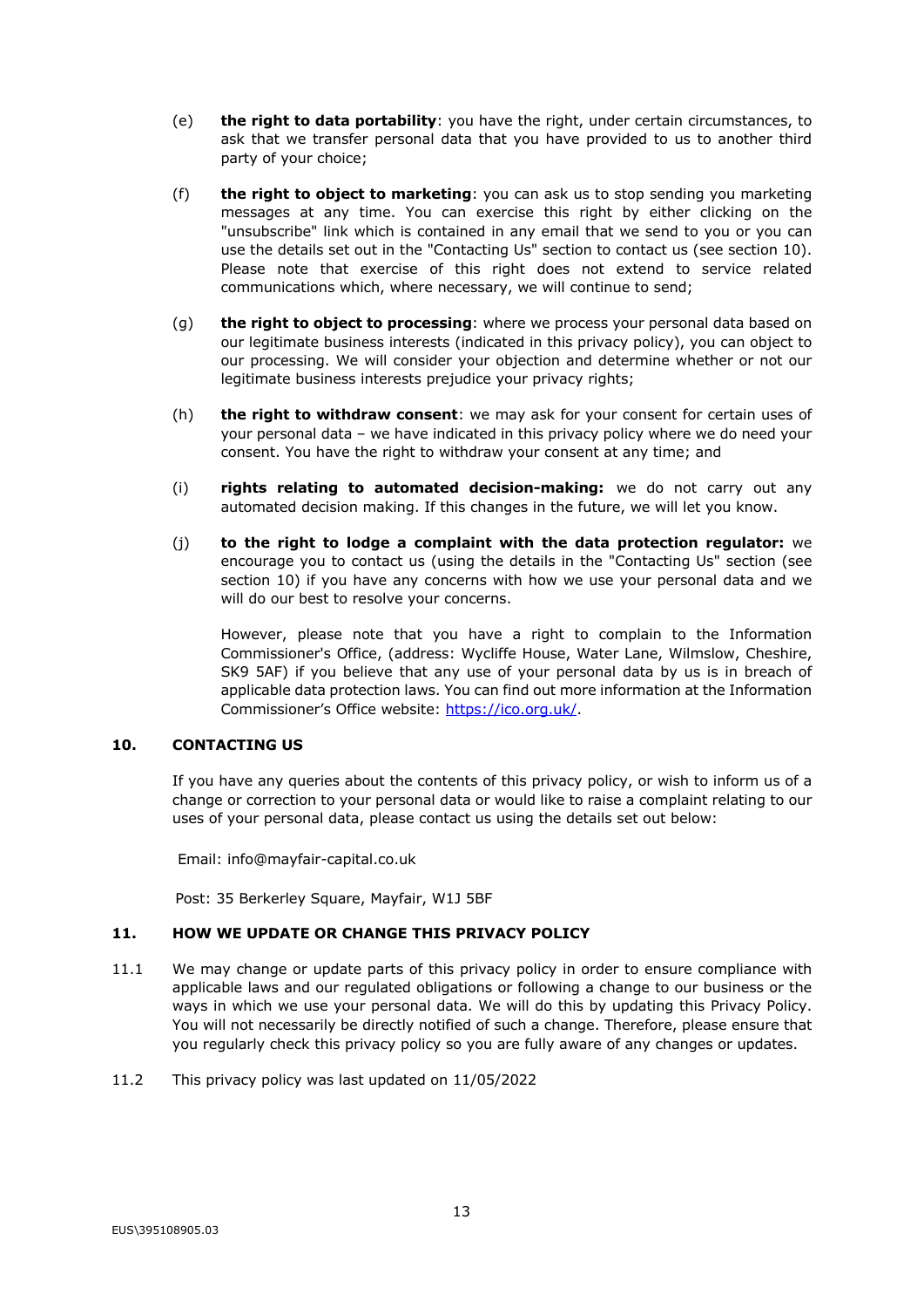(e) **the right to data portability**: you have the right, under certain circumstances, to ask that we transfer personal data that you have provided to us to another third party of your choice;

(f) **the right to object to marketing**: you can ask us to stop sending you marketing messages at any time. You can exercise this right by either clicking on the "unsubscribe" link which is contained in any email that we send to you or you can use the details set out in the "Contacting Us" section to contact us (see section 10). Please note that exercise of this right does not extend to service related communications which, where necessary, we will continue to send;

(g) **the right to object to processing**: where we process your personal data based on our legitimate business interests (indicated in this privacy policy), you can object to our processing. We will consider your objection and determine whether or not our legitimate business interests prejudice your privacy rights;

(h) **the right to withdraw consent**: we may ask for your consent for certain uses of your personal data – we have indicated in this privacy policy where we do need your consent. You have the right to withdraw your consent at any time; and

(i) **rights relating to automated decision-making:** we do not carry out any automated decision making. If this changes in the future, we will let you know.

(j) **to the right to lodge a complaint with the data protection regulator:** we encourage you to contact us (using the details in the "Contacting Us" section (see section 10) if you have any concerns with how we use your personal data and we will do our best to resolve your concerns.

However, please note that you have a right to complain to the Information Commissioner's Office, (address: Wycliffe House, Water Lane, Wilmslow, Cheshire, SK9 5AF) if you believe that any use of your personal data by us is in breach of applicable data protection laws. You can find out more information at the Information Commissioner's Office website: [https://ico.org.uk/](https://ico.org.uk/).

## 10. CONTACTING US

If you have any queries about the contents of this privacy policy, or wish to inform us of a change or correction to your personal data or would like to raise a complaint relating to our uses of your personal data, please contact us using the details set out below:

Email: info@mayfair-capital.co.uk

Post: 35 Berkerley Square, Mayfair, W1J 5BF

## 11. HOW WE UPDATE OR CHANGE THIS PRIVACY POLICY

11.1 We may change or update parts of this privacy policy in order to ensure compliance with applicable laws and our regulated obligations or following a change to our business or the ways in which we use your personal data. We will do this by updating this Privacy Policy. You will not necessarily be directly notified of such a change. Therefore, please ensure that you regularly check this privacy policy so you are fully aware of any changes or updates.

11.2 This privacy policy was last updated on 11/05/2022

EUS\395108905.03